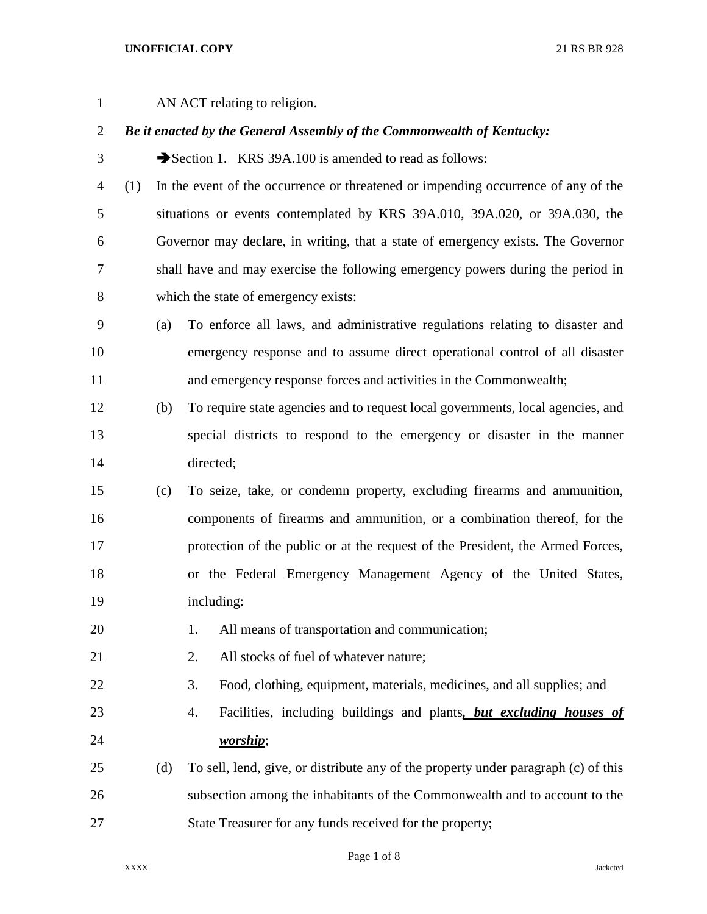AN ACT relating to religion.

***Be it enacted by the General Assembly of the Commonwealth of Kentucky:***

➔Section 1. KRS 39A.100 is amended to read as follows:

(1) In the event of the occurrence or threatened or impending occurrence of any of the situations or events contemplated by KRS 39A.010, 39A.020, or 39A.030, the Governor may declare, in writing, that a state of emergency exists. The Governor shall have and may exercise the following emergency powers during the period in which the state of emergency exists:

(a) To enforce all laws, and administrative regulations relating to disaster and emergency response and to assume direct operational control of all disaster and emergency response forces and activities in the Commonwealth;

(b) To require state agencies and to request local governments, local agencies, and special districts to respond to the emergency or disaster in the manner directed;

(c) To seize, take, or condemn property, excluding firearms and ammunition, components of firearms and ammunition, or a combination thereof, for the protection of the public or at the request of the President, the Armed Forces, or the Federal Emergency Management Agency of the United States, including:

1. All means of transportation and communication;
2. All stocks of fuel of whatever nature;
3. Food, clothing, equipment, materials, medicines, and all supplies; and
4. Facilities, including buildings and plants***<u>, but excluding houses of worship</u>***;

(d) To sell, lend, give, or distribute any of the property under paragraph (c) of this subsection among the inhabitants of the Commonwealth and to account to the State Treasurer for any funds received for the property;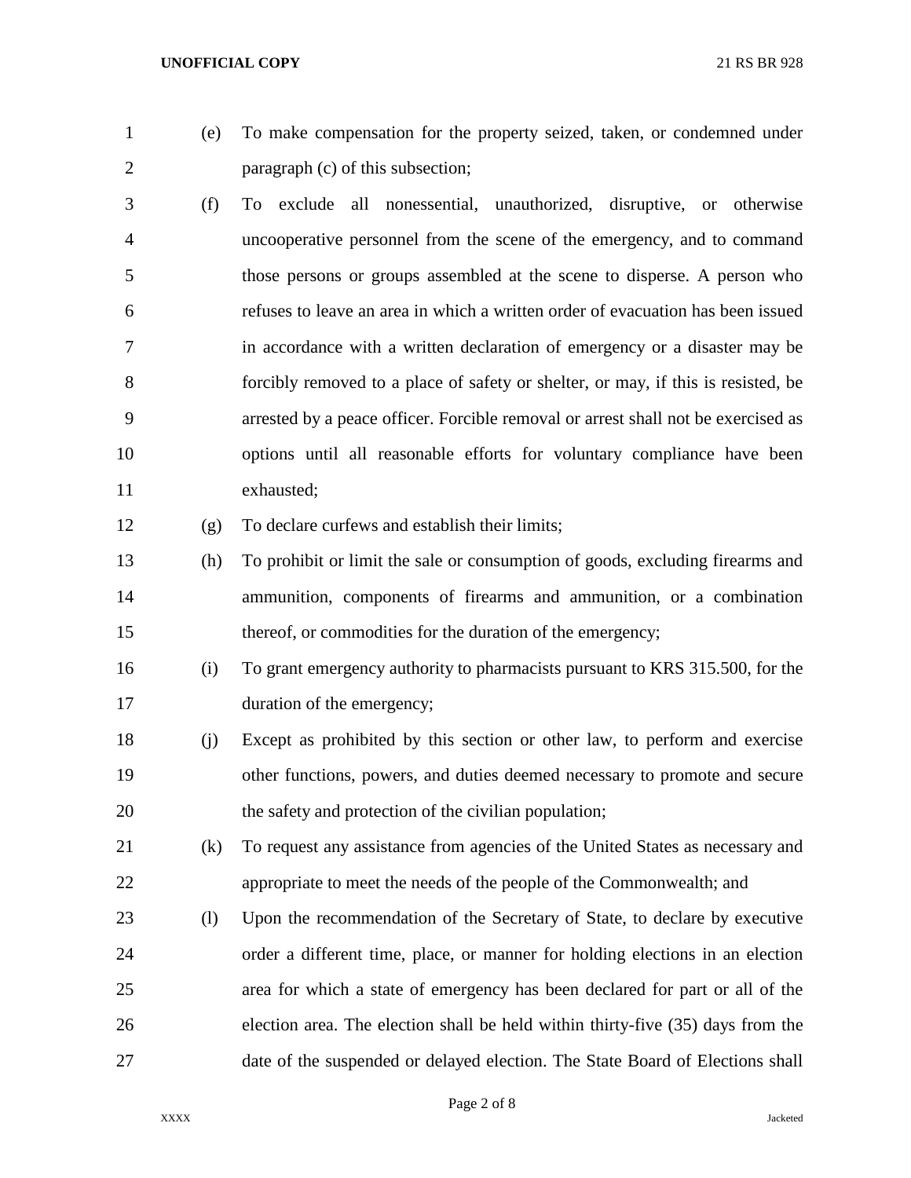(e) To make compensation for the property seized, taken, or condemned under paragraph (c) of this subsection;

(f) To exclude all nonessential, unauthorized, disruptive, or otherwise uncooperative personnel from the scene of the emergency, and to command those persons or groups assembled at the scene to disperse. A person who refuses to leave an area in which a written order of evacuation has been issued in accordance with a written declaration of emergency or a disaster may be forcibly removed to a place of safety or shelter, or may, if this is resisted, be arrested by a peace officer. Forcible removal or arrest shall not be exercised as options until all reasonable efforts for voluntary compliance have been exhausted;

(g) To declare curfews and establish their limits;

(h) To prohibit or limit the sale or consumption of goods, excluding firearms and ammunition, components of firearms and ammunition, or a combination thereof, or commodities for the duration of the emergency;

(i) To grant emergency authority to pharmacists pursuant to KRS 315.500, for the duration of the emergency;

(j) Except as prohibited by this section or other law, to perform and exercise other functions, powers, and duties deemed necessary to promote and secure the safety and protection of the civilian population;

(k) To request any assistance from agencies of the United States as necessary and appropriate to meet the needs of the people of the Commonwealth; and

(l) Upon the recommendation of the Secretary of State, to declare by executive order a different time, place, or manner for holding elections in an election area for which a state of emergency has been declared for part or all of the election area. The election shall be held within thirty-five (35) days from the date of the suspended or delayed election. The State Board of Elections shall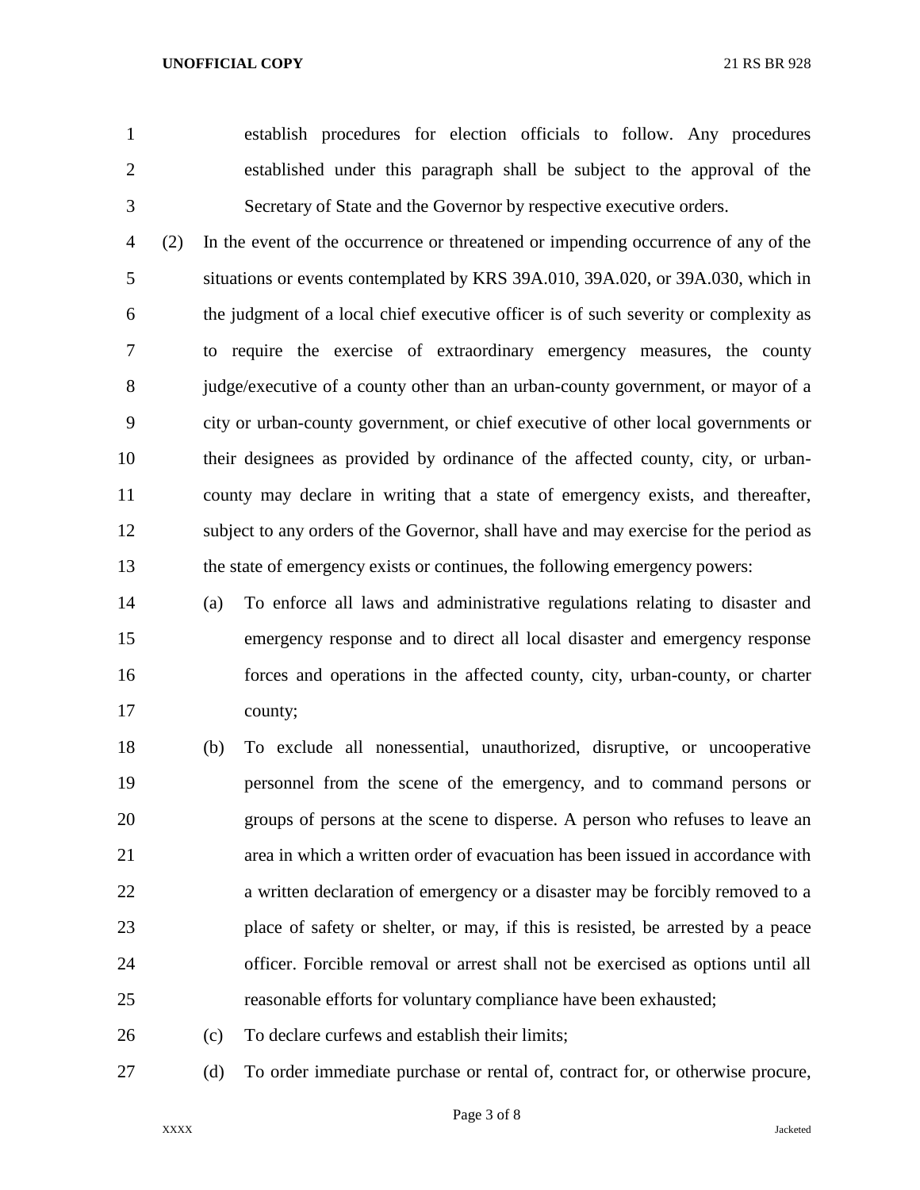establish procedures for election officials to follow. Any procedures established under this paragraph shall be subject to the approval of the Secretary of State and the Governor by respective executive orders.

(2) In the event of the occurrence or threatened or impending occurrence of any of the situations or events contemplated by KRS 39A.010, 39A.020, or 39A.030, which in the judgment of a local chief executive officer is of such severity or complexity as to require the exercise of extraordinary emergency measures, the county judge/executive of a county other than an urban-county government, or mayor of a city or urban-county government, or chief executive of other local governments or their designees as provided by ordinance of the affected county, city, or urban-county may declare in writing that a state of emergency exists, and thereafter, subject to any orders of the Governor, shall have and may exercise for the period as the state of emergency exists or continues, the following emergency powers:

(a) To enforce all laws and administrative regulations relating to disaster and emergency response and to direct all local disaster and emergency response forces and operations in the affected county, city, urban-county, or charter county;

(b) To exclude all nonessential, unauthorized, disruptive, or uncooperative personnel from the scene of the emergency, and to command persons or groups of persons at the scene to disperse. A person who refuses to leave an area in which a written order of evacuation has been issued in accordance with a written declaration of emergency or a disaster may be forcibly removed to a place of safety or shelter, or may, if this is resisted, be arrested by a peace officer. Forcible removal or arrest shall not be exercised as options until all reasonable efforts for voluntary compliance have been exhausted;

(c) To declare curfews and establish their limits;

(d) To order immediate purchase or rental of, contract for, or otherwise procure,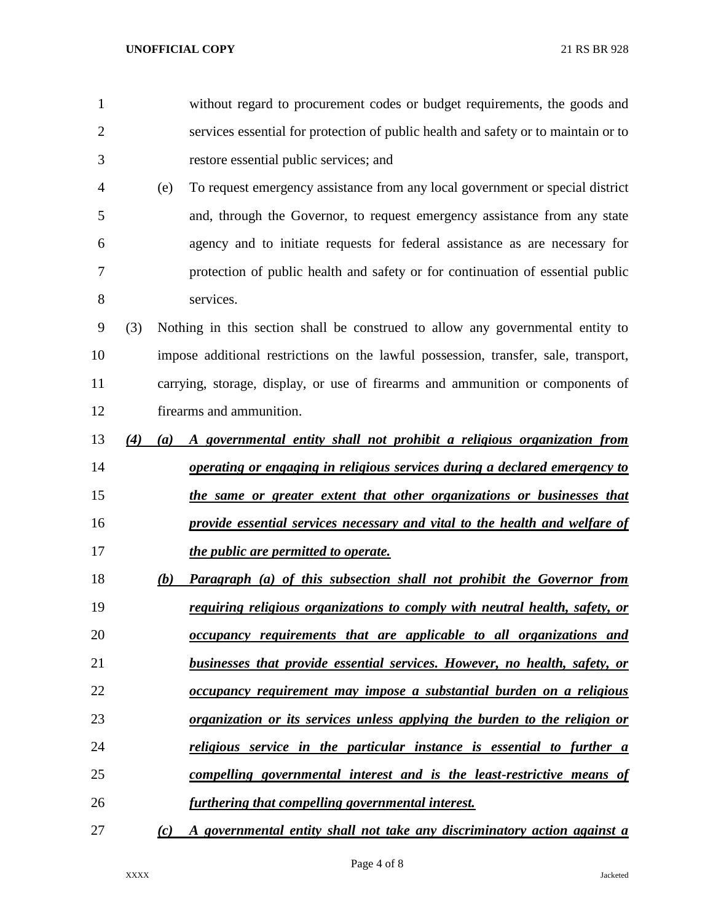without regard to procurement codes or budget requirements, the goods and services essential for protection of public health and safety or to maintain or to restore essential public services; and

(e) To request emergency assistance from any local government or special district and, through the Governor, to request emergency assistance from any state agency and to initiate requests for federal assistance as are necessary for protection of public health and safety or for continuation of essential public services.

(3) Nothing in this section shall be construed to allow any governmental entity to impose additional restrictions on the lawful possession, transfer, sale, transport, carrying, storage, display, or use of firearms and ammunition or components of firearms and ammunition.

***(4) (a) A governmental entity shall not prohibit a religious organization from operating or engaging in religious services during a declared emergency to the same or greater extent that other organizations or businesses that provide essential services necessary and vital to the health and welfare of the public are permitted to operate.***

***(b) Paragraph (a) of this subsection shall not prohibit the Governor from requiring religious organizations to comply with neutral health, safety, or occupancy requirements that are applicable to all organizations and businesses that provide essential services. However, no health, safety, or occupancy requirement may impose a substantial burden on a religious organization or its services unless applying the burden to the religion or religious service in the particular instance is essential to further a compelling governmental interest and is the least-restrictive means of furthering that compelling governmental interest.***

***(c) A governmental entity shall not take any discriminatory action against a***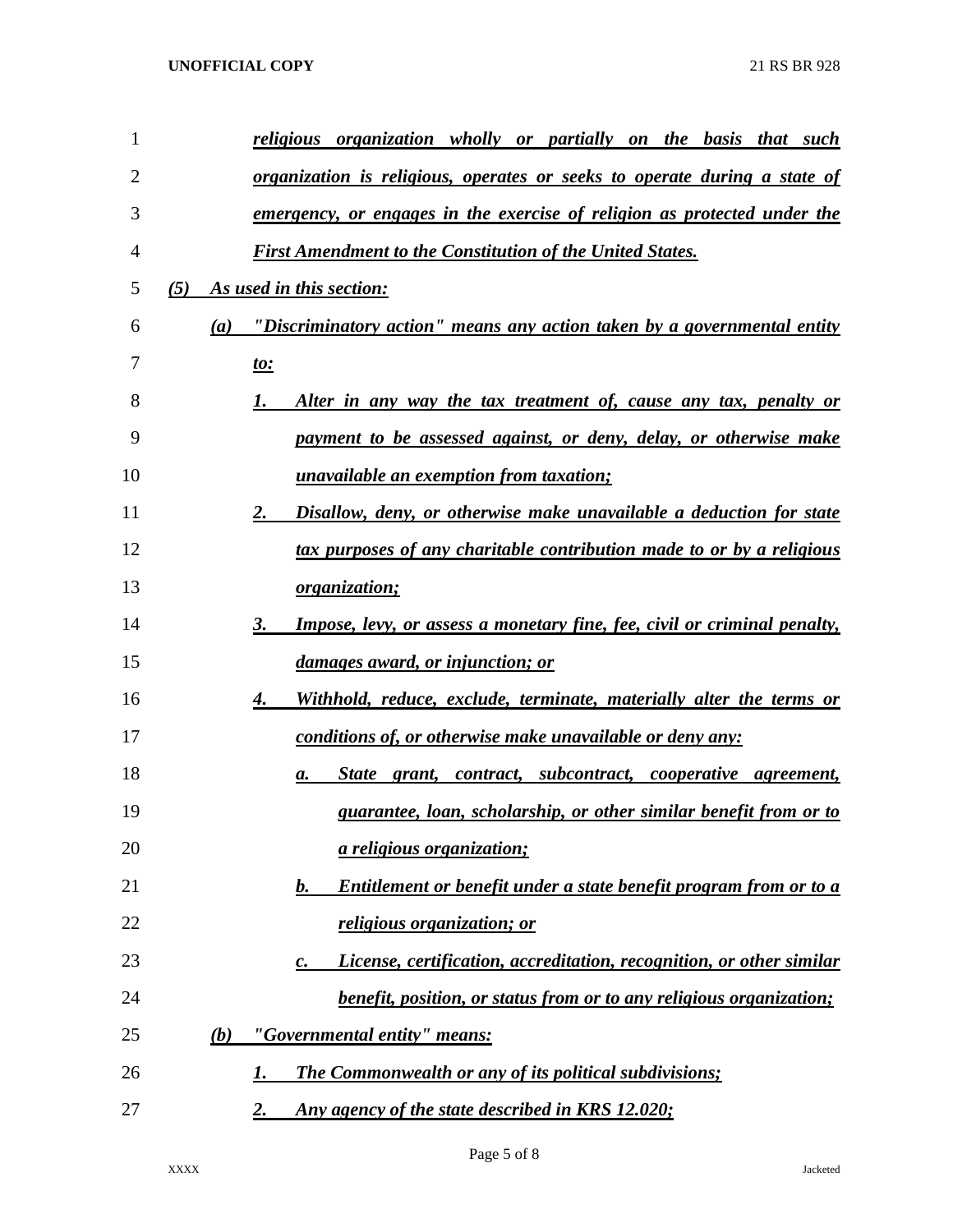*religious organization wholly or partially on the basis that such organization is religious, operates or seeks to operate during a state of emergency, or engages in the exercise of religion as protected under the First Amendment to the Constitution of the United States.*

*(5) As used in this section:*

*(a) "Discriminatory action" means any action taken by a governmental entity to:*

*1. Alter in any way the tax treatment of, cause any tax, penalty or payment to be assessed against, or deny, delay, or otherwise make unavailable an exemption from taxation;*

*2. Disallow, deny, or otherwise make unavailable a deduction for state tax purposes of any charitable contribution made to or by a religious organization;*

*3. Impose, levy, or assess a monetary fine, fee, civil or criminal penalty, damages award, or injunction; or*

*4. Withhold, reduce, exclude, terminate, materially alter the terms or conditions of, or otherwise make unavailable or deny any:*

*a. State grant, contract, subcontract, cooperative agreement, guarantee, loan, scholarship, or other similar benefit from or to a religious organization;*

*b. Entitlement or benefit under a state benefit program from or to a religious organization; or*

*c. License, certification, accreditation, recognition, or other similar benefit, position, or status from or to any religious organization;*

*(b) "Governmental entity" means:*

*1. The Commonwealth or any of its political subdivisions;*

*2. Any agency of the state described in KRS 12.020;*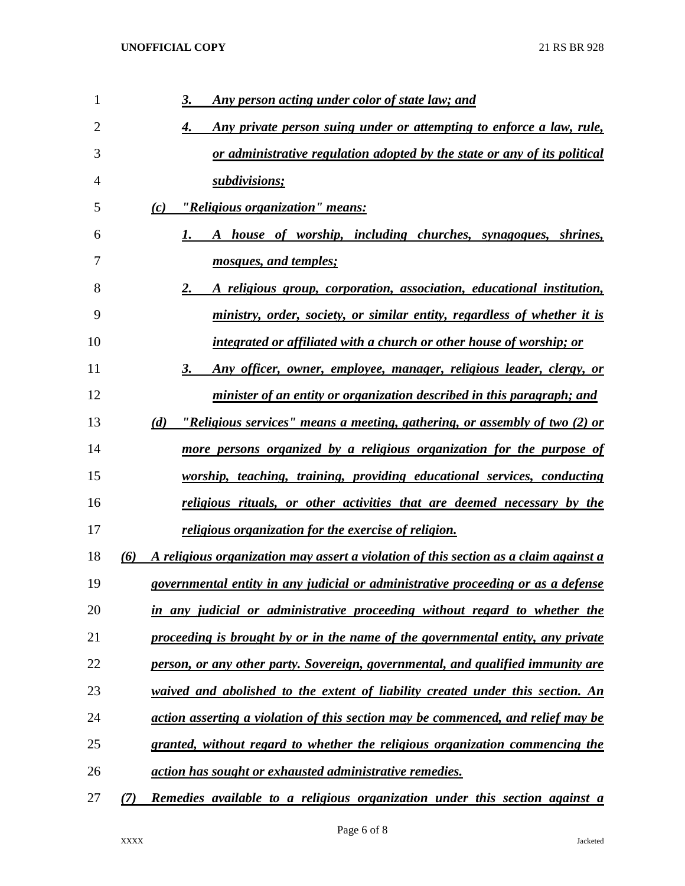3. *Any person acting under color of state law; and*

4. *Any private person suing under or attempting to enforce a law, rule, or administrative regulation adopted by the state or any of its political subdivisions;*

(c) *"Religious organization" means:*

1. *A house of worship, including churches, synagogues, shrines, mosques, and temples;*

2. *A religious group, corporation, association, educational institution, ministry, order, society, or similar entity, regardless of whether it is integrated or affiliated with a church or other house of worship; or*

3. *Any officer, owner, employee, manager, religious leader, clergy, or minister of an entity or organization described in this paragraph; and*

(d) *"Religious services" means a meeting, gathering, or assembly of two (2) or more persons organized by a religious organization for the purpose of worship, teaching, training, providing educational services, conducting religious rituals, or other activities that are deemed necessary by the religious organization for the exercise of religion.*

(6) *A religious organization may assert a violation of this section as a claim against a governmental entity in any judicial or administrative proceeding or as a defense in any judicial or administrative proceeding without regard to whether the proceeding is brought by or in the name of the governmental entity, any private person, or any other party. Sovereign, governmental, and qualified immunity are waived and abolished to the extent of liability created under this section. An action asserting a violation of this section may be commenced, and relief may be granted, without regard to whether the religious organization commencing the action has sought or exhausted administrative remedies.*

(7) *Remedies available to a religious organization under this section against a*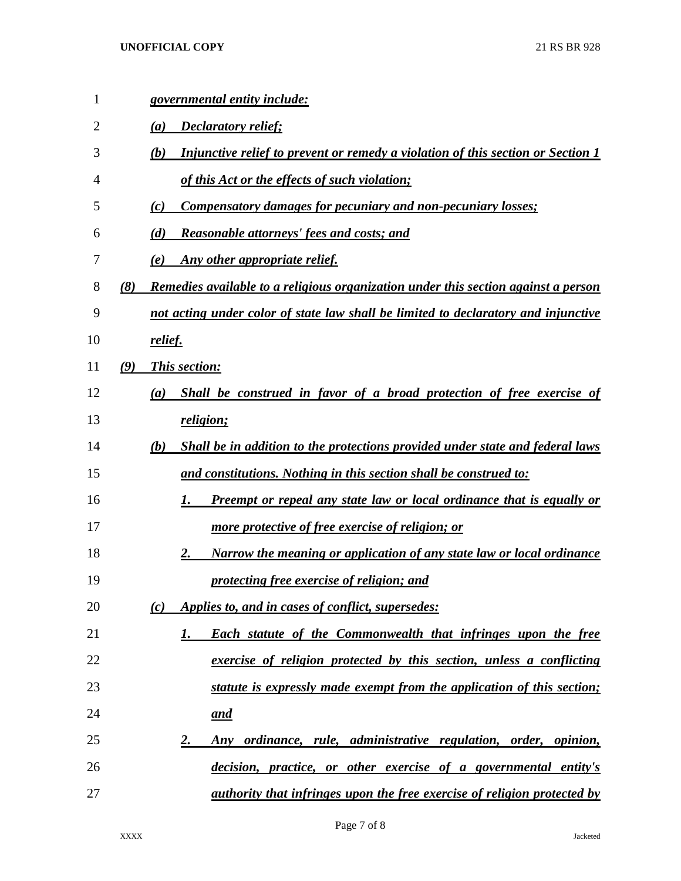*governmental entity include:*

*(a) Declaratory relief;*

*(b) Injunctive relief to prevent or remedy a violation of this section or Section 1 of this Act or the effects of such violation;*

*(c) Compensatory damages for pecuniary and non-pecuniary losses;*

*(d) Reasonable attorneys' fees and costs; and*

*(e) Any other appropriate relief.*

*(8) Remedies available to a religious organization under this section against a person not acting under color of state law shall be limited to declaratory and injunctive relief.*

*(9) This section:*

*(a) Shall be construed in favor of a broad protection of free exercise of religion;*

*(b) Shall be in addition to the protections provided under state and federal laws and constitutions. Nothing in this section shall be construed to:*

*1. Preempt or repeal any state law or local ordinance that is equally or more protective of free exercise of religion; or*

*2. Narrow the meaning or application of any state law or local ordinance protecting free exercise of religion; and*

*(c) Applies to, and in cases of conflict, supersedes:*

*1. Each statute of the Commonwealth that infringes upon the free exercise of religion protected by this section, unless a conflicting statute is expressly made exempt from the application of this section; and*

*2. Any ordinance, rule, administrative regulation, order, opinion, decision, practice, or other exercise of a governmental entity's authority that infringes upon the free exercise of religion protected by*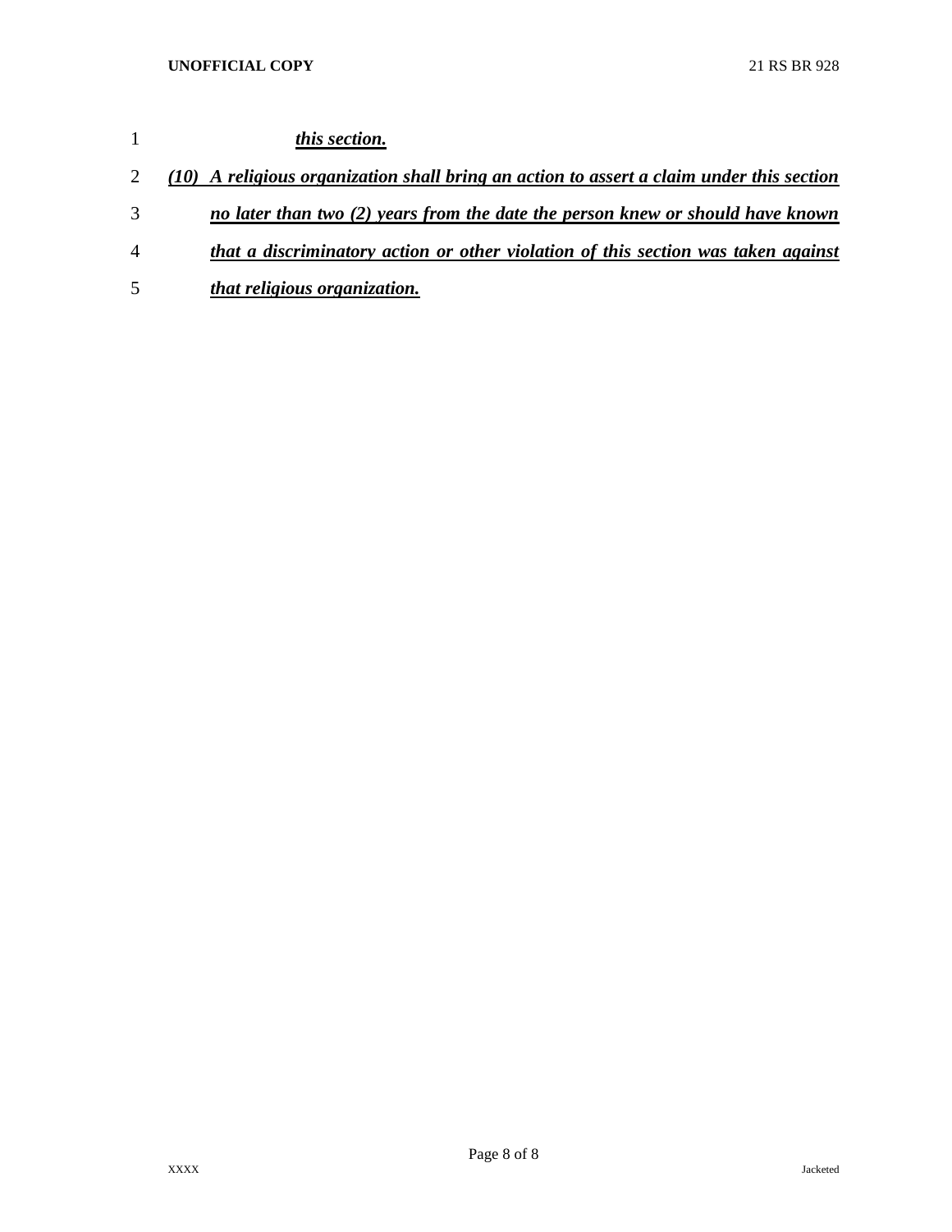***this section.***

***(10) A religious organization shall bring an action to assert a claim under this section no later than two (2) years from the date the person knew or should have known that a discriminatory action or other violation of this section was taken against that religious organization.***